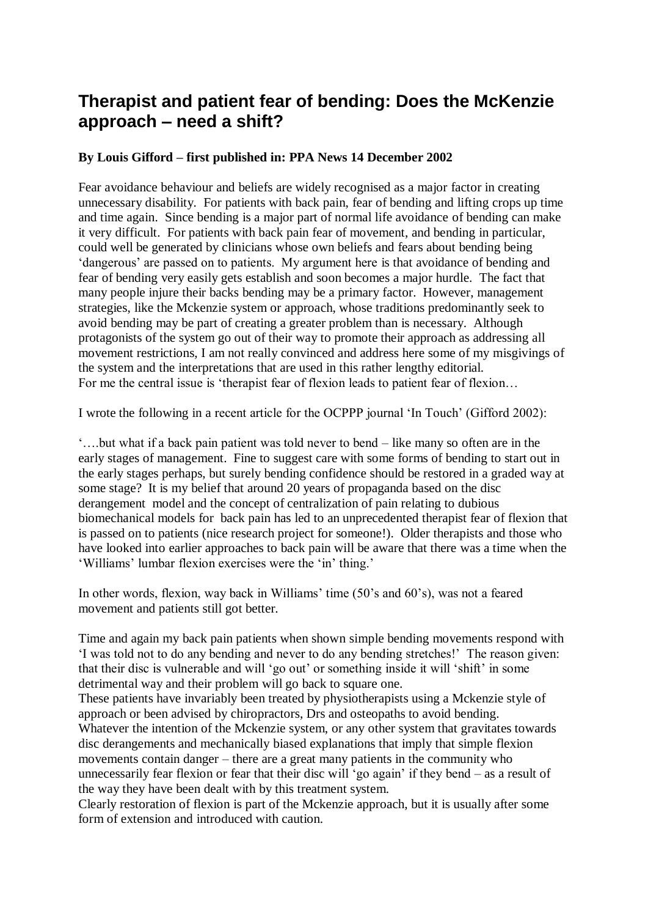# Therapist and patient fear of bending: Does the McKenzie approach – need a shift?

**By Louis Gifford – first published in: PPA News 14 December 2002**

Fear avoidance behaviour and beliefs are widely recognised as a major factor in creating unnecessary disability. For patients with back pain, fear of bending and lifting crops up time and time again. Since bending is a major part of normal life avoidance of bending can make it very difficult. For patients with back pain fear of movement, and bending in particular, could well be generated by clinicians whose own beliefs and fears about bending being 'dangerous' are passed on to patients. My argument here is that avoidance of bending and fear of bending very easily gets establish and soon becomes a major hurdle. The fact that many people injure their backs bending may be a primary factor. However, management strategies, like the Mckenzie system or approach, whose traditions predominantly seek to avoid bending may be part of creating a greater problem than is necessary. Although protagonists of the system go out of their way to promote their approach as addressing all movement restrictions, I am not really convinced and address here some of my misgivings of the system and the interpretations that are used in this rather lengthy editorial.
For me the central issue is 'therapist fear of flexion leads to patient fear of flexion…

I wrote the following in a recent article for the OCPPP journal 'In Touch' (Gifford 2002):

'….but what if a back pain patient was told never to bend – like many so often are in the early stages of management. Fine to suggest care with some forms of bending to start out in the early stages perhaps, but surely bending confidence should be restored in a graded way at some stage? It is my belief that around 20 years of propaganda based on the disc derangement model and the concept of centralization of pain relating to dubious biomechanical models for back pain has led to an unprecedented therapist fear of flexion that is passed on to patients (nice research project for someone!). Older therapists and those who have looked into earlier approaches to back pain will be aware that there was a time when the 'Williams' lumbar flexion exercises were the 'in' thing.'

In other words, flexion, way back in Williams' time (50's and 60's), was not a feared movement and patients still got better.

Time and again my back pain patients when shown simple bending movements respond with 'I was told not to do any bending and never to do any bending stretches!' The reason given: that their disc is vulnerable and will 'go out' or something inside it will 'shift' in some detrimental way and their problem will go back to square one.
These patients have invariably been treated by physiotherapists using a Mckenzie style of approach or been advised by chiropractors, Drs and osteopaths to avoid bending.
Whatever the intention of the Mckenzie system, or any other system that gravitates towards disc derangements and mechanically biased explanations that imply that simple flexion movements contain danger – there are a great many patients in the community who unnecessarily fear flexion or fear that their disc will 'go again' if they bend – as a result of the way they have been dealt with by this treatment system.
Clearly restoration of flexion is part of the Mckenzie approach, but it is usually after some form of extension and introduced with caution.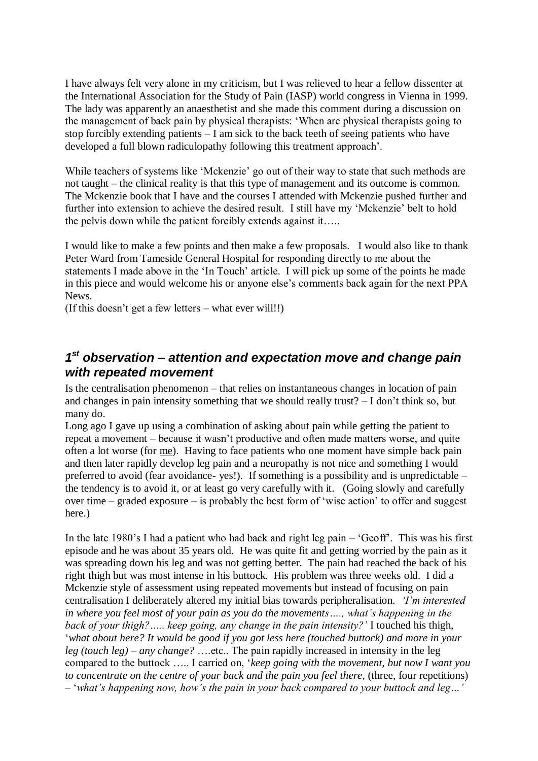I have always felt very alone in my criticism, but I was relieved to hear a fellow dissenter at the International Association for the Study of Pain (IASP) world congress in Vienna in 1999. The lady was apparently an anaesthetist and she made this comment during a discussion on the management of back pain by physical therapists: 'When are physical therapists going to stop forcibly extending patients – I am sick to the back teeth of seeing patients who have developed a full blown radiculopathy following this treatment approach'.

While teachers of systems like 'Mckenzie' go out of their way to state that such methods are not taught – the clinical reality is that this type of management and its outcome is common. The Mckenzie book that I have and the courses I attended with Mckenzie pushed further and further into extension to achieve the desired result. I still have my 'Mckenzie' belt to hold the pelvis down while the patient forcibly extends against it…..

I would like to make a few points and then make a few proposals. I would also like to thank Peter Ward from Tameside General Hospital for responding directly to me about the statements I made above in the 'In Touch' article. I will pick up some of the points he made in this piece and would welcome his or anyone else's comments back again for the next PPA News.
(If this doesn't get a few letters – what ever will!!)

## *1st observation – attention and expectation move and change pain with repeated movement*

Is the centralisation phenomenon – that relies on instantaneous changes in location of pain and changes in pain intensity something that we should really trust? – I don't think so, but many do.
Long ago I gave up using a combination of asking about pain while getting the patient to repeat a movement – because it wasn't productive and often made matters worse, and quite often a lot worse (for me). Having to face patients who one moment have simple back pain and then later rapidly develop leg pain and a neuropathy is not nice and something I would preferred to avoid (fear avoidance- yes!). If something is a possibility and is unpredictable – the tendency is to avoid it, or at least go very carefully with it. (Going slowly and carefully over time – graded exposure – is probably the best form of 'wise action' to offer and suggest here.)

In the late 1980's I had a patient who had back and right leg pain – 'Geoff'. This was his first episode and he was about 35 years old. He was quite fit and getting worried by the pain as it was spreading down his leg and was not getting better. The pain had reached the back of his right thigh but was most intense in his buttock. His problem was three weeks old. I did a Mckenzie style of assessment using repeated movements but instead of focusing on pain centralisation I deliberately altered my initial bias towards peripheralisation. *'I'm interested in where you feel most of your pain as you do the movements…., what's happening in the back of your thigh?….. keep going, any change in the pain intensity?'* I touched his thigh, '*what about here? It would be good if you got less here (touched buttock) and more in your leg (touch leg) – any change?* ….etc.. The pain rapidly increased in intensity in the leg compared to the buttock ….. I carried on, '*keep going with the movement, but now I want you to concentrate on the centre of your back and the pain you feel there,* (three, four repetitions) – '*what's happening now, how's the pain in your back compared to your buttock and leg…'*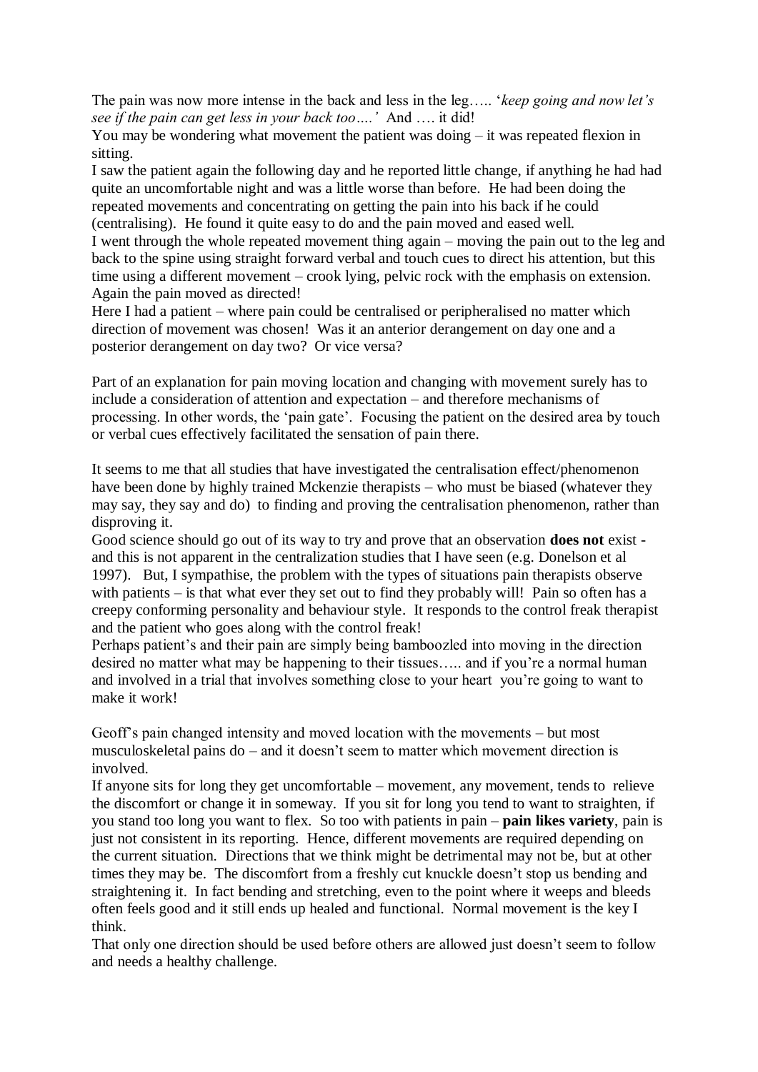The pain was now more intense in the back and less in the leg….. '*keep going and now let's see if the pain can get less in your back too….'* And …. it did!

You may be wondering what movement the patient was doing – it was repeated flexion in sitting.

I saw the patient again the following day and he reported little change, if anything he had had quite an uncomfortable night and was a little worse than before. He had been doing the repeated movements and concentrating on getting the pain into his back if he could (centralising). He found it quite easy to do and the pain moved and eased well.

I went through the whole repeated movement thing again – moving the pain out to the leg and back to the spine using straight forward verbal and touch cues to direct his attention, but this time using a different movement – crook lying, pelvic rock with the emphasis on extension. Again the pain moved as directed!

Here I had a patient – where pain could be centralised or peripheralised no matter which direction of movement was chosen! Was it an anterior derangement on day one and a posterior derangement on day two? Or vice versa?

Part of an explanation for pain moving location and changing with movement surely has to include a consideration of attention and expectation – and therefore mechanisms of processing. In other words, the 'pain gate'. Focusing the patient on the desired area by touch or verbal cues effectively facilitated the sensation of pain there.

It seems to me that all studies that have investigated the centralisation effect/phenomenon have been done by highly trained Mckenzie therapists – who must be biased (whatever they may say, they say and do) to finding and proving the centralisation phenomenon, rather than disproving it.

Good science should go out of its way to try and prove that an observation **does not** exist - and this is not apparent in the centralization studies that I have seen (e.g. Donelson et al 1997). But, I sympathise, the problem with the types of situations pain therapists observe with patients – is that what ever they set out to find they probably will! Pain so often has a creepy conforming personality and behaviour style. It responds to the control freak therapist and the patient who goes along with the control freak!

Perhaps patient's and their pain are simply being bamboozled into moving in the direction desired no matter what may be happening to their tissues….. and if you're a normal human and involved in a trial that involves something close to your heart you're going to want to make it work!

Geoff's pain changed intensity and moved location with the movements – but most musculoskeletal pains do – and it doesn't seem to matter which movement direction is involved.

If anyone sits for long they get uncomfortable – movement, any movement, tends to relieve the discomfort or change it in someway. If you sit for long you tend to want to straighten, if you stand too long you want to flex. So too with patients in pain – **pain likes variety**, pain is just not consistent in its reporting. Hence, different movements are required depending on the current situation. Directions that we think might be detrimental may not be, but at other times they may be. The discomfort from a freshly cut knuckle doesn't stop us bending and straightening it. In fact bending and stretching, even to the point where it weeps and bleeds often feels good and it still ends up healed and functional. Normal movement is the key I think.

That only one direction should be used before others are allowed just doesn't seem to follow and needs a healthy challenge.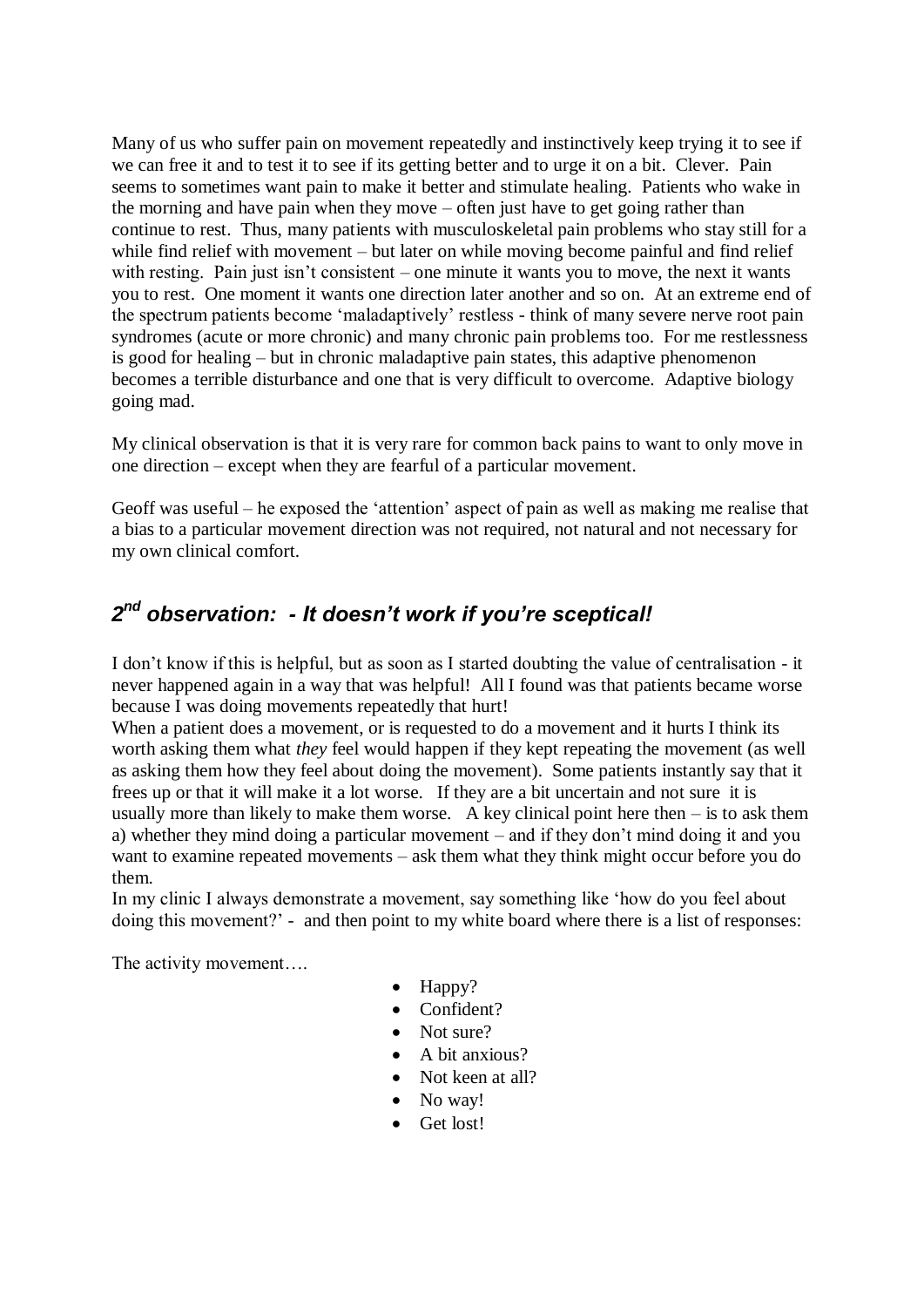Many of us who suffer pain on movement repeatedly and instinctively keep trying it to see if we can free it and to test it to see if its getting better and to urge it on a bit. Clever. Pain seems to sometimes want pain to make it better and stimulate healing. Patients who wake in the morning and have pain when they move – often just have to get going rather than continue to rest. Thus, many patients with musculoskeletal pain problems who stay still for a while find relief with movement – but later on while moving become painful and find relief with resting. Pain just isn't consistent – one minute it wants you to move, the next it wants you to rest. One moment it wants one direction later another and so on. At an extreme end of the spectrum patients become 'maladaptively' restless - think of many severe nerve root pain syndromes (acute or more chronic) and many chronic pain problems too. For me restlessness is good for healing – but in chronic maladaptive pain states, this adaptive phenomenon becomes a terrible disturbance and one that is very difficult to overcome. Adaptive biology going mad.

My clinical observation is that it is very rare for common back pains to want to only move in one direction – except when they are fearful of a particular movement.

Geoff was useful – he exposed the 'attention' aspect of pain as well as making me realise that a bias to a particular movement direction was not required, not natural and not necessary for my own clinical comfort.

## ***2nd observation: - It doesn't work if you're sceptical!***

I don't know if this is helpful, but as soon as I started doubting the value of centralisation - it never happened again in a way that was helpful! All I found was that patients became worse because I was doing movements repeatedly that hurt!

When a patient does a movement, or is requested to do a movement and it hurts I think its worth asking them what *they* feel would happen if they kept repeating the movement (as well as asking them how they feel about doing the movement). Some patients instantly say that it frees up or that it will make it a lot worse. If they are a bit uncertain and not sure it is usually more than likely to make them worse. A key clinical point here then – is to ask them a) whether they mind doing a particular movement – and if they don't mind doing it and you want to examine repeated movements – ask them what they think might occur before you do them.

In my clinic I always demonstrate a movement, say something like 'how do you feel about doing this movement?' - and then point to my white board where there is a list of responses:

The activity movement….

- Happy?
- Confident?
- Not sure?
- A bit anxious?
- Not keen at all?
- No way!
- Get lost!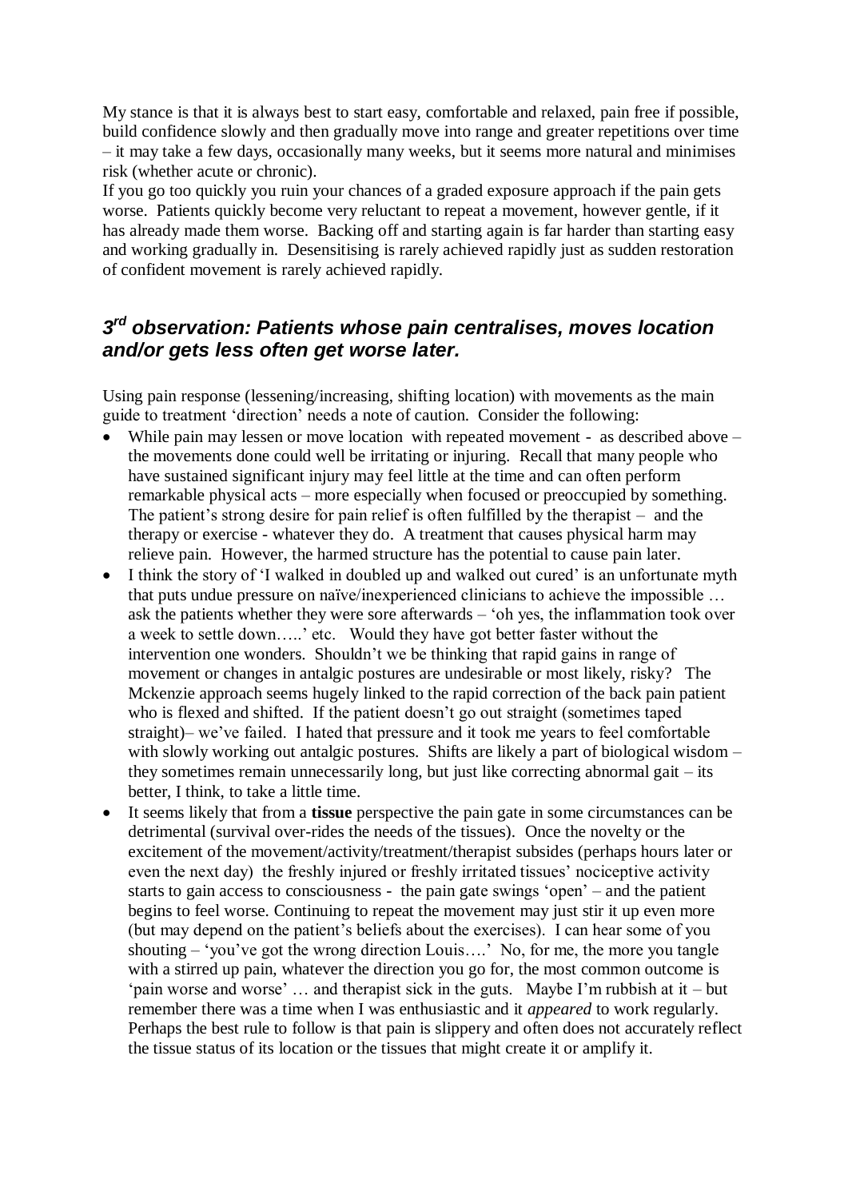My stance is that it is always best to start easy, comfortable and relaxed, pain free if possible, build confidence slowly and then gradually move into range and greater repetitions over time – it may take a few days, occasionally many weeks, but it seems more natural and minimises risk (whether acute or chronic).

If you go too quickly you ruin your chances of a graded exposure approach if the pain gets worse. Patients quickly become very reluctant to repeat a movement, however gentle, if it has already made them worse. Backing off and starting again is far harder than starting easy and working gradually in. Desensitising is rarely achieved rapidly just as sudden restoration of confident movement is rarely achieved rapidly.

## *3rd observation: Patients whose pain centralises, moves location and/or gets less often get worse later.*

Using pain response (lessening/increasing, shifting location) with movements as the main guide to treatment 'direction' needs a note of caution. Consider the following:

- While pain may lessen or move location with repeated movement - as described above – the movements done could well be irritating or injuring. Recall that many people who have sustained significant injury may feel little at the time and can often perform remarkable physical acts – more especially when focused or preoccupied by something. The patient's strong desire for pain relief is often fulfilled by the therapist – and the therapy or exercise - whatever they do. A treatment that causes physical harm may relieve pain. However, the harmed structure has the potential to cause pain later.
- I think the story of 'I walked in doubled up and walked out cured' is an unfortunate myth that puts undue pressure on naïve/inexperienced clinicians to achieve the impossible … ask the patients whether they were sore afterwards – 'oh yes, the inflammation took over a week to settle down…..' etc. Would they have got better faster without the intervention one wonders. Shouldn't we be thinking that rapid gains in range of movement or changes in antalgic postures are undesirable or most likely, risky? The Mckenzie approach seems hugely linked to the rapid correction of the back pain patient who is flexed and shifted. If the patient doesn't go out straight (sometimes taped straight)– we've failed. I hated that pressure and it took me years to feel comfortable with slowly working out antalgic postures. Shifts are likely a part of biological wisdom – they sometimes remain unnecessarily long, but just like correcting abnormal gait – its better, I think, to take a little time.
- It seems likely that from a **tissue** perspective the pain gate in some circumstances can be detrimental (survival over-rides the needs of the tissues). Once the novelty or the excitement of the movement/activity/treatment/therapist subsides (perhaps hours later or even the next day) the freshly injured or freshly irritated tissues' nociceptive activity starts to gain access to consciousness - the pain gate swings 'open' – and the patient begins to feel worse. Continuing to repeat the movement may just stir it up even more (but may depend on the patient's beliefs about the exercises). I can hear some of you shouting – 'you've got the wrong direction Louis….' No, for me, the more you tangle with a stirred up pain, whatever the direction you go for, the most common outcome is 'pain worse and worse' … and therapist sick in the guts. Maybe I'm rubbish at it – but remember there was a time when I was enthusiastic and it *appeared* to work regularly. Perhaps the best rule to follow is that pain is slippery and often does not accurately reflect the tissue status of its location or the tissues that might create it or amplify it.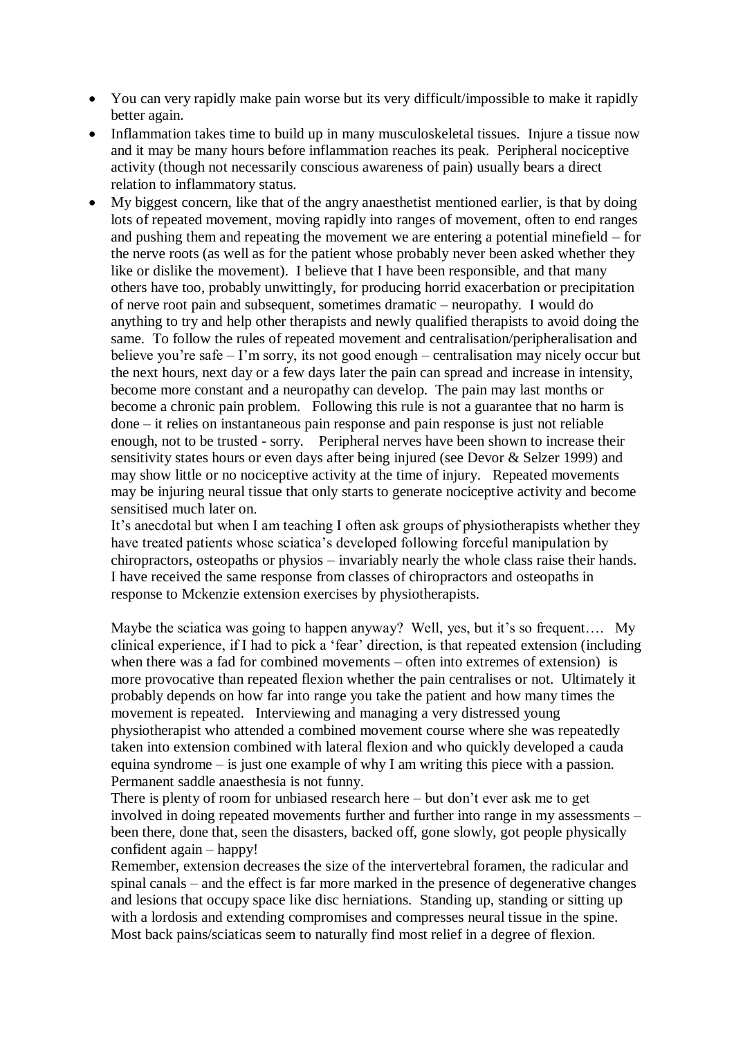- You can very rapidly make pain worse but its very difficult/impossible to make it rapidly better again.
- Inflammation takes time to build up in many musculoskeletal tissues. Injure a tissue now and it may be many hours before inflammation reaches its peak. Peripheral nociceptive activity (though not necessarily conscious awareness of pain) usually bears a direct relation to inflammatory status.
- My biggest concern, like that of the angry anaesthetist mentioned earlier, is that by doing lots of repeated movement, moving rapidly into ranges of movement, often to end ranges and pushing them and repeating the movement we are entering a potential minefield – for the nerve roots (as well as for the patient whose probably never been asked whether they like or dislike the movement). I believe that I have been responsible, and that many others have too, probably unwittingly, for producing horrid exacerbation or precipitation of nerve root pain and subsequent, sometimes dramatic – neuropathy. I would do anything to try and help other therapists and newly qualified therapists to avoid doing the same. To follow the rules of repeated movement and centralisation/peripheralisation and believe you're safe – I'm sorry, its not good enough – centralisation may nicely occur but the next hours, next day or a few days later the pain can spread and increase in intensity, become more constant and a neuropathy can develop. The pain may last months or become a chronic pain problem. Following this rule is not a guarantee that no harm is done – it relies on instantaneous pain response and pain response is just not reliable enough, not to be trusted - sorry. Peripheral nerves have been shown to increase their sensitivity states hours or even days after being injured (see Devor & Selzer 1999) and may show little or no nociceptive activity at the time of injury. Repeated movements may be injuring neural tissue that only starts to generate nociceptive activity and become sensitised much later on.

  It's anecdotal but when I am teaching I often ask groups of physiotherapists whether they have treated patients whose sciatica's developed following forceful manipulation by chiropractors, osteopaths or physios – invariably nearly the whole class raise their hands. I have received the same response from classes of chiropractors and osteopaths in response to Mckenzie extension exercises by physiotherapists.

  Maybe the sciatica was going to happen anyway? Well, yes, but it's so frequent…. My clinical experience, if I had to pick a 'fear' direction, is that repeated extension (including when there was a fad for combined movements – often into extremes of extension) is more provocative than repeated flexion whether the pain centralises or not. Ultimately it probably depends on how far into range you take the patient and how many times the movement is repeated. Interviewing and managing a very distressed young physiotherapist who attended a combined movement course where she was repeatedly taken into extension combined with lateral flexion and who quickly developed a cauda equina syndrome – is just one example of why I am writing this piece with a passion. Permanent saddle anaesthesia is not funny.

  There is plenty of room for unbiased research here – but don't ever ask me to get involved in doing repeated movements further and further into range in my assessments – been there, done that, seen the disasters, backed off, gone slowly, got people physically confident again – happy!

  Remember, extension decreases the size of the intervertebral foramen, the radicular and spinal canals – and the effect is far more marked in the presence of degenerative changes and lesions that occupy space like disc herniations. Standing up, standing or sitting up with a lordosis and extending compromises and compresses neural tissue in the spine. Most back pains/sciaticas seem to naturally find most relief in a degree of flexion.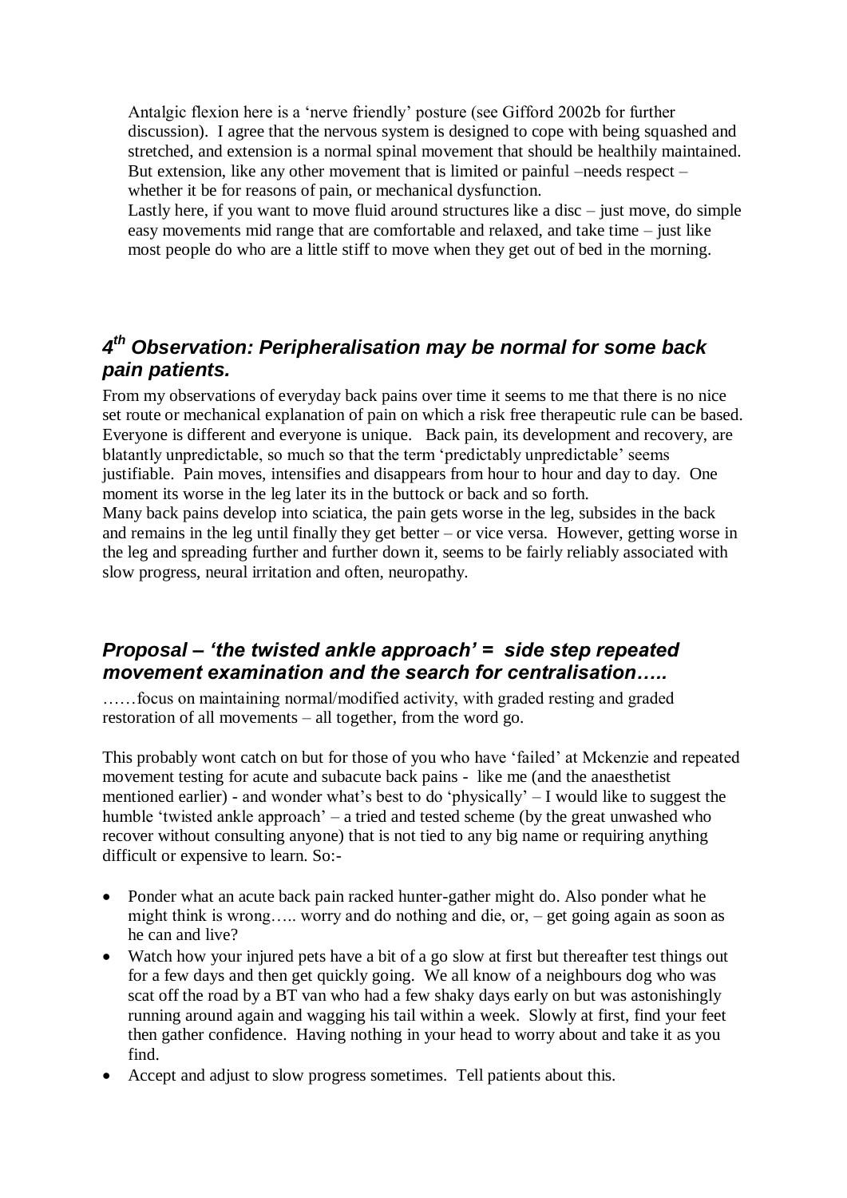Antalgic flexion here is a 'nerve friendly' posture (see Gifford 2002b for further discussion). I agree that the nervous system is designed to cope with being squashed and stretched, and extension is a normal spinal movement that should be healthily maintained. But extension, like any other movement that is limited or painful –needs respect – whether it be for reasons of pain, or mechanical dysfunction.

Lastly here, if you want to move fluid around structures like a disc – just move, do simple easy movements mid range that are comfortable and relaxed, and take time – just like most people do who are a little stiff to move when they get out of bed in the morning.

## *4th Observation: Peripheralisation may be normal for some back pain patients.*

From my observations of everyday back pains over time it seems to me that there is no nice set route or mechanical explanation of pain on which a risk free therapeutic rule can be based. Everyone is different and everyone is unique. Back pain, its development and recovery, are blatantly unpredictable, so much so that the term 'predictably unpredictable' seems justifiable. Pain moves, intensifies and disappears from hour to hour and day to day. One moment its worse in the leg later its in the buttock or back and so forth.

Many back pains develop into sciatica, the pain gets worse in the leg, subsides in the back and remains in the leg until finally they get better – or vice versa. However, getting worse in the leg and spreading further and further down it, seems to be fairly reliably associated with slow progress, neural irritation and often, neuropathy.

## *Proposal – 'the twisted ankle approach' = side step repeated movement examination and the search for centralisation…..*

……focus on maintaining normal/modified activity, with graded resting and graded restoration of all movements – all together, from the word go.

This probably wont catch on but for those of you who have 'failed' at Mckenzie and repeated movement testing for acute and subacute back pains - like me (and the anaesthetist mentioned earlier) - and wonder what's best to do 'physically' – I would like to suggest the humble 'twisted ankle approach' – a tried and tested scheme (by the great unwashed who recover without consulting anyone) that is not tied to any big name or requiring anything difficult or expensive to learn. So:-

- Ponder what an acute back pain racked hunter-gather might do. Also ponder what he might think is wrong….. worry and do nothing and die, or, – get going again as soon as he can and live?
- Watch how your injured pets have a bit of a go slow at first but thereafter test things out for a few days and then get quickly going. We all know of a neighbours dog who was scat off the road by a BT van who had a few shaky days early on but was astonishingly running around again and wagging his tail within a week. Slowly at first, find your feet then gather confidence. Having nothing in your head to worry about and take it as you find.
- Accept and adjust to slow progress sometimes. Tell patients about this.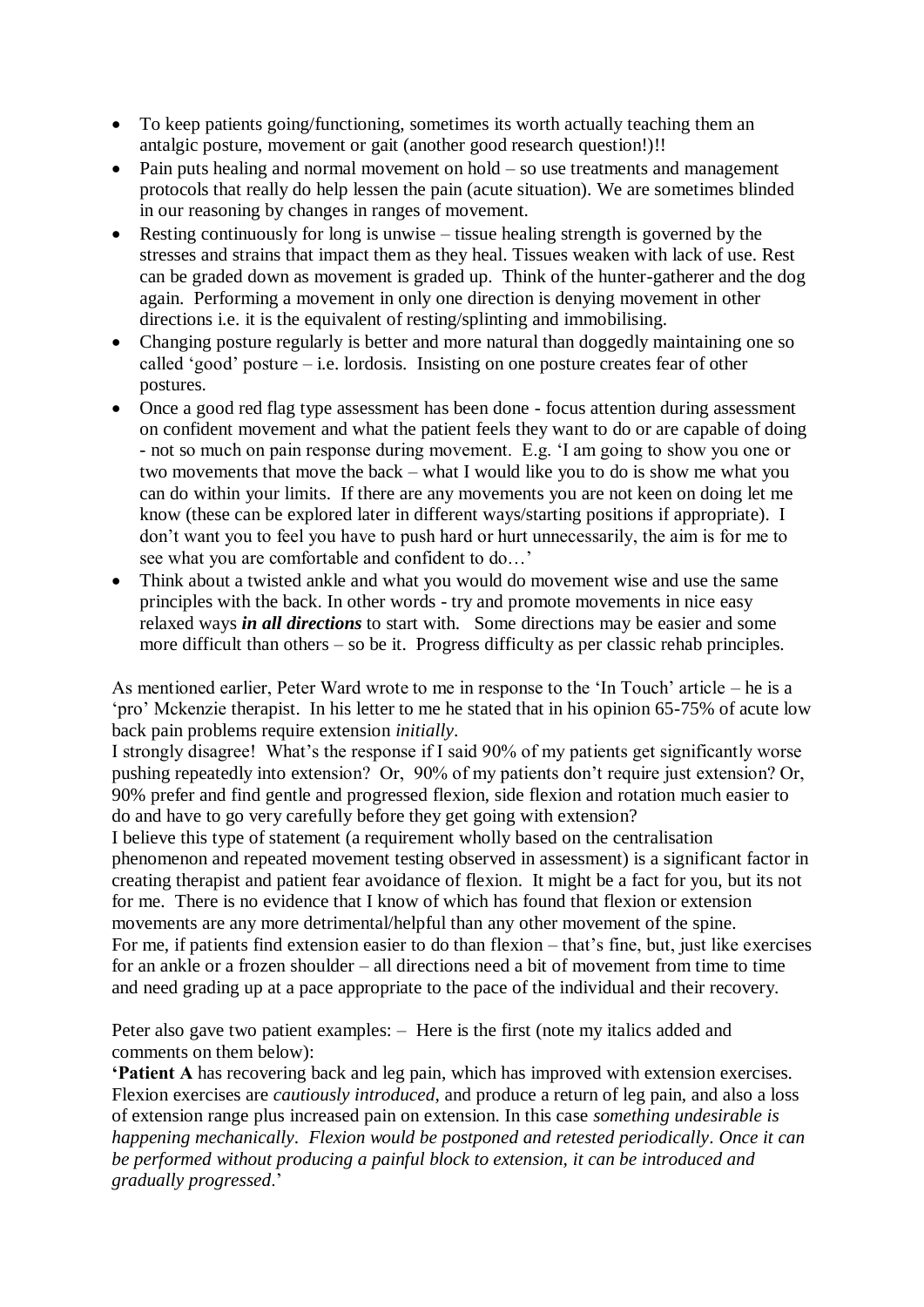- To keep patients going/functioning, sometimes its worth actually teaching them an antalgic posture, movement or gait (another good research question!)!!
- Pain puts healing and normal movement on hold – so use treatments and management protocols that really do help lessen the pain (acute situation). We are sometimes blinded in our reasoning by changes in ranges of movement.
- Resting continuously for long is unwise – tissue healing strength is governed by the stresses and strains that impact them as they heal. Tissues weaken with lack of use. Rest can be graded down as movement is graded up. Think of the hunter-gatherer and the dog again. Performing a movement in only one direction is denying movement in other directions i.e. it is the equivalent of resting/splinting and immobilising.
- Changing posture regularly is better and more natural than doggedly maintaining one so called 'good' posture – i.e. lordosis. Insisting on one posture creates fear of other postures.
- Once a good red flag type assessment has been done - focus attention during assessment on confident movement and what the patient feels they want to do or are capable of doing - not so much on pain response during movement. E.g. 'I am going to show you one or two movements that move the back – what I would like you to do is show me what you can do within your limits. If there are any movements you are not keen on doing let me know (these can be explored later in different ways/starting positions if appropriate). I don't want you to feel you have to push hard or hurt unnecessarily, the aim is for me to see what you are comfortable and confident to do…'
- Think about a twisted ankle and what you would do movement wise and use the same principles with the back. In other words - try and promote movements in nice easy relaxed ways ***in all directions*** to start with. Some directions may be easier and some more difficult than others – so be it. Progress difficulty as per classic rehab principles.

As mentioned earlier, Peter Ward wrote to me in response to the 'In Touch' article – he is a 'pro' Mckenzie therapist. In his letter to me he stated that in his opinion 65-75% of acute low back pain problems require extension *initially*.
I strongly disagree! What's the response if I said 90% of my patients get significantly worse pushing repeatedly into extension? Or, 90% of my patients don't require just extension? Or, 90% prefer and find gentle and progressed flexion, side flexion and rotation much easier to do and have to go very carefully before they get going with extension?
I believe this type of statement (a requirement wholly based on the centralisation phenomenon and repeated movement testing observed in assessment) is a significant factor in creating therapist and patient fear avoidance of flexion. It might be a fact for you, but its not for me. There is no evidence that I know of which has found that flexion or extension movements are any more detrimental/helpful than any other movement of the spine.
For me, if patients find extension easier to do than flexion – that's fine, but, just like exercises for an ankle or a frozen shoulder – all directions need a bit of movement from time to time and need grading up at a pace appropriate to the pace of the individual and their recovery.

Peter also gave two patient examples: – Here is the first (note my italics added and comments on them below):
'**Patient A** has recovering back and leg pain, which has improved with extension exercises. Flexion exercises are *cautiously introduced*, and produce a return of leg pain, and also a loss of extension range plus increased pain on extension. In this case *something undesirable is happening mechanically*. *Flexion would be postponed and retested periodically*. *Once it can be performed without producing a painful block to extension, it can be introduced and gradually progressed*.'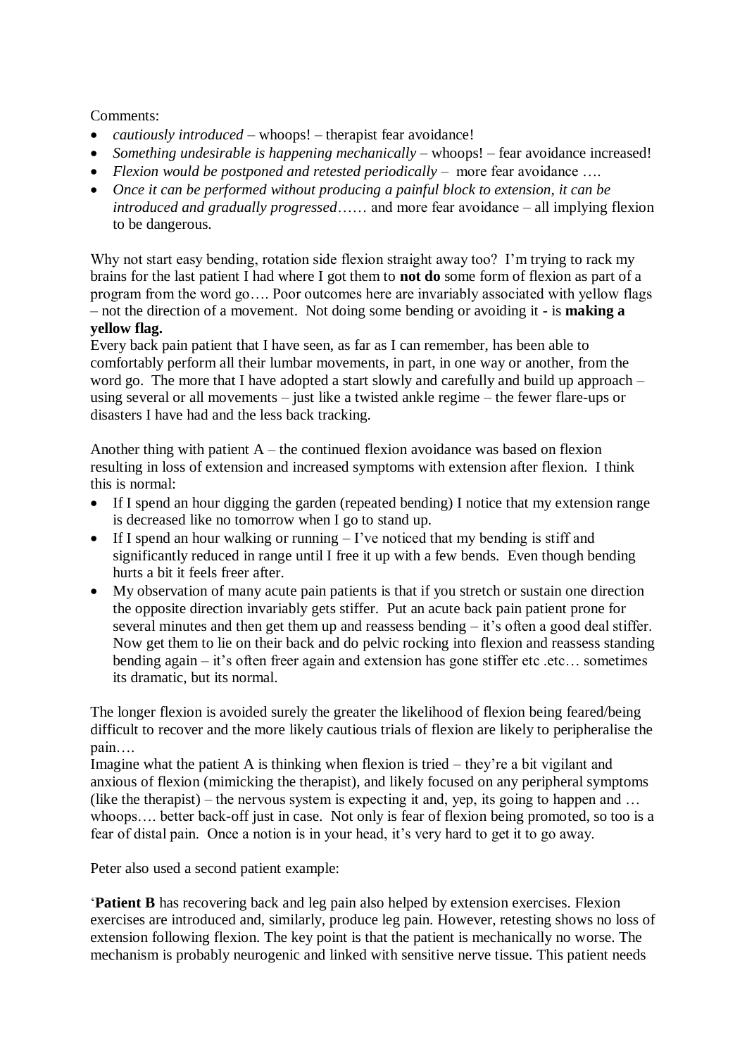Comments:

- *cautiously introduced* – whoops! – therapist fear avoidance!
- *Something undesirable is happening mechanically* – whoops! – fear avoidance increased!
- *Flexion would be postponed and retested periodically* – more fear avoidance ….
- *Once it can be performed without producing a painful block to extension, it can be introduced and gradually progressed*…… and more fear avoidance – all implying flexion to be dangerous.

Why not start easy bending, rotation side flexion straight away too? I'm trying to rack my brains for the last patient I had where I got them to **not do** some form of flexion as part of a program from the word go…. Poor outcomes here are invariably associated with yellow flags – not the direction of a movement. Not doing some bending or avoiding it - is **making a yellow flag.**
Every back pain patient that I have seen, as far as I can remember, has been able to comfortably perform all their lumbar movements, in part, in one way or another, from the word go. The more that I have adopted a start slowly and carefully and build up approach – using several or all movements – just like a twisted ankle regime – the fewer flare-ups or disasters I have had and the less back tracking.

Another thing with patient A – the continued flexion avoidance was based on flexion resulting in loss of extension and increased symptoms with extension after flexion. I think this is normal:

- If I spend an hour digging the garden (repeated bending) I notice that my extension range is decreased like no tomorrow when I go to stand up.
- If I spend an hour walking or running – I've noticed that my bending is stiff and significantly reduced in range until I free it up with a few bends. Even though bending hurts a bit it feels freer after.
- My observation of many acute pain patients is that if you stretch or sustain one direction the opposite direction invariably gets stiffer. Put an acute back pain patient prone for several minutes and then get them up and reassess bending – it's often a good deal stiffer. Now get them to lie on their back and do pelvic rocking into flexion and reassess standing bending again – it's often freer again and extension has gone stiffer etc .etc… sometimes its dramatic, but its normal.

The longer flexion is avoided surely the greater the likelihood of flexion being feared/being difficult to recover and the more likely cautious trials of flexion are likely to peripheralise the pain….
Imagine what the patient A is thinking when flexion is tried – they're a bit vigilant and anxious of flexion (mimicking the therapist), and likely focused on any peripheral symptoms (like the therapist) – the nervous system is expecting it and, yep, its going to happen and … whoops…. better back-off just in case. Not only is fear of flexion being promoted, so too is a fear of distal pain. Once a notion is in your head, it's very hard to get it to go away.

Peter also used a second patient example:

'**Patient B** has recovering back and leg pain also helped by extension exercises. Flexion exercises are introduced and, similarly, produce leg pain. However, retesting shows no loss of extension following flexion. The key point is that the patient is mechanically no worse. The mechanism is probably neurogenic and linked with sensitive nerve tissue. This patient needs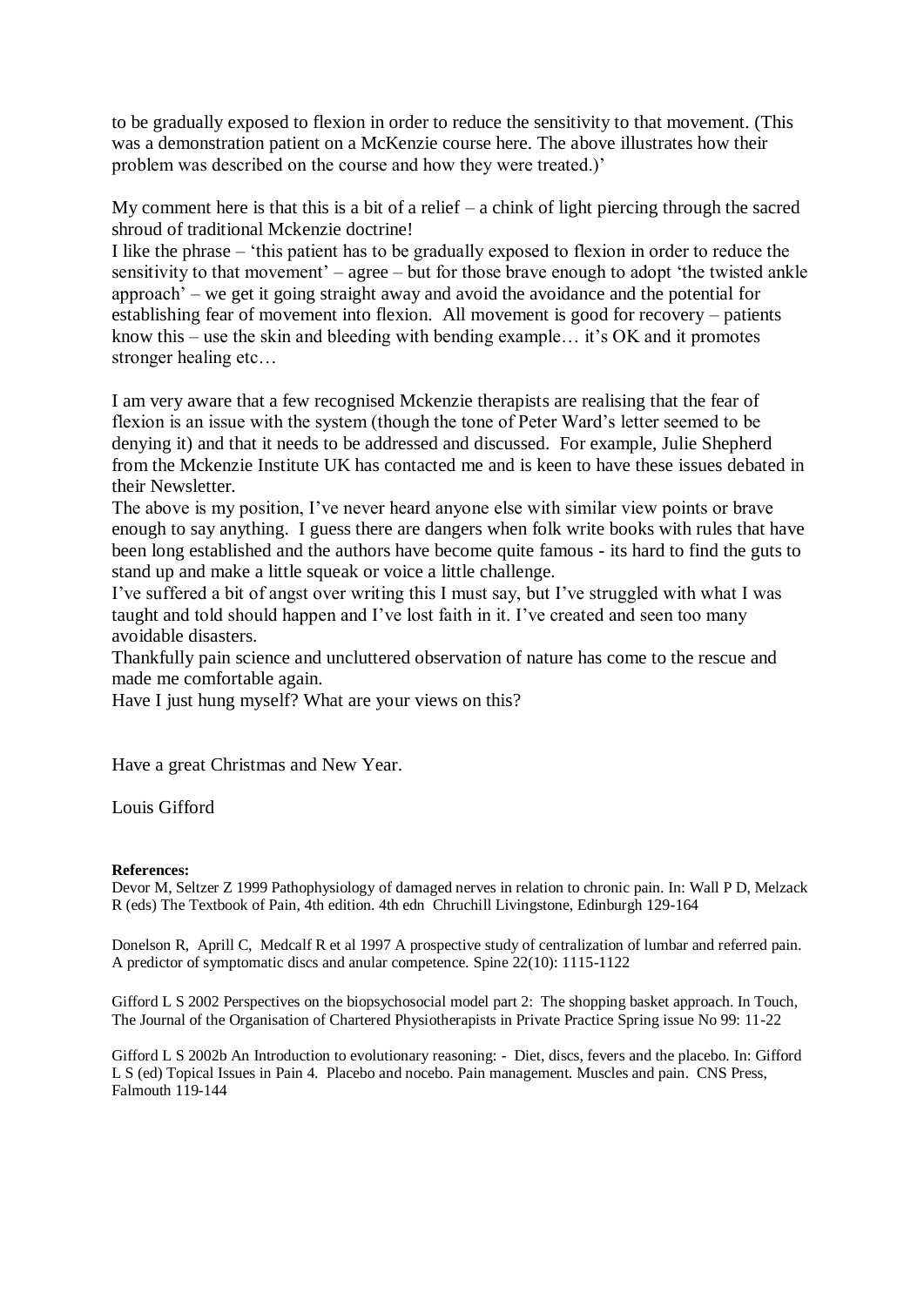to be gradually exposed to flexion in order to reduce the sensitivity to that movement. (This was a demonstration patient on a McKenzie course here. The above illustrates how their problem was described on the course and how they were treated.)'

My comment here is that this is a bit of a relief – a chink of light piercing through the sacred shroud of traditional Mckenzie doctrine!

I like the phrase – 'this patient has to be gradually exposed to flexion in order to reduce the sensitivity to that movement' – agree – but for those brave enough to adopt 'the twisted ankle approach' – we get it going straight away and avoid the avoidance and the potential for establishing fear of movement into flexion. All movement is good for recovery – patients know this – use the skin and bleeding with bending example… it's OK and it promotes stronger healing etc…

I am very aware that a few recognised Mckenzie therapists are realising that the fear of flexion is an issue with the system (though the tone of Peter Ward's letter seemed to be denying it) and that it needs to be addressed and discussed. For example, Julie Shepherd from the Mckenzie Institute UK has contacted me and is keen to have these issues debated in their Newsletter.

The above is my position, I've never heard anyone else with similar view points or brave enough to say anything. I guess there are dangers when folk write books with rules that have been long established and the authors have become quite famous - its hard to find the guts to stand up and make a little squeak or voice a little challenge.

I've suffered a bit of angst over writing this I must say, but I've struggled with what I was taught and told should happen and I've lost faith in it. I've created and seen too many avoidable disasters.

Thankfully pain science and uncluttered observation of nature has come to the rescue and made me comfortable again.

Have I just hung myself? What are your views on this?

Have a great Christmas and New Year.

Louis Gifford

**References:**

Devor M, Seltzer Z 1999 Pathophysiology of damaged nerves in relation to chronic pain. In: Wall P D, Melzack R (eds) The Textbook of Pain, 4th edition. 4th edn Chruchill Livingstone, Edinburgh 129-164

Donelson R, Aprill C, Medcalf R et al 1997 A prospective study of centralization of lumbar and referred pain. A predictor of symptomatic discs and anular competence. Spine 22(10): 1115-1122

Gifford L S 2002 Perspectives on the biopsychosocial model part 2: The shopping basket approach. In Touch, The Journal of the Organisation of Chartered Physiotherapists in Private Practice Spring issue No 99: 11-22

Gifford L S 2002b An Introduction to evolutionary reasoning: - Diet, discs, fevers and the placebo. In: Gifford L S (ed) Topical Issues in Pain 4. Placebo and nocebo. Pain management. Muscles and pain. CNS Press, Falmouth 119-144